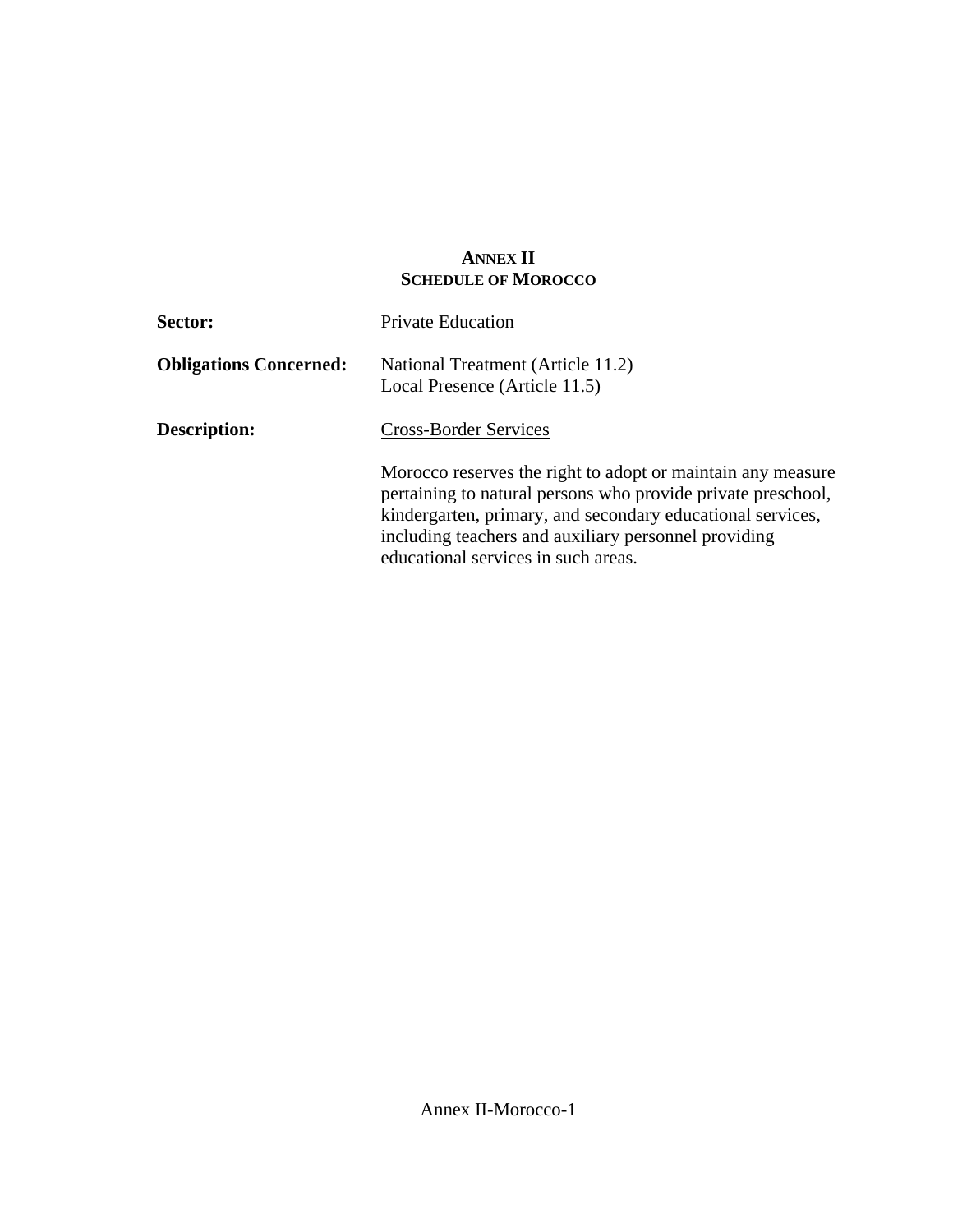# ANNEX II
## SCHEDULE OF MOROCCO

**Sector:** Private Education

**Obligations Concerned:** National Treatment (Article 11.2)
Local Presence (Article 11.5)

**Description:** Cross-Border Services

Morocco reserves the right to adopt or maintain any measure pertaining to natural persons who provide private preschool, kindergarten, primary, and secondary educational services, including teachers and auxiliary personnel providing educational services in such areas.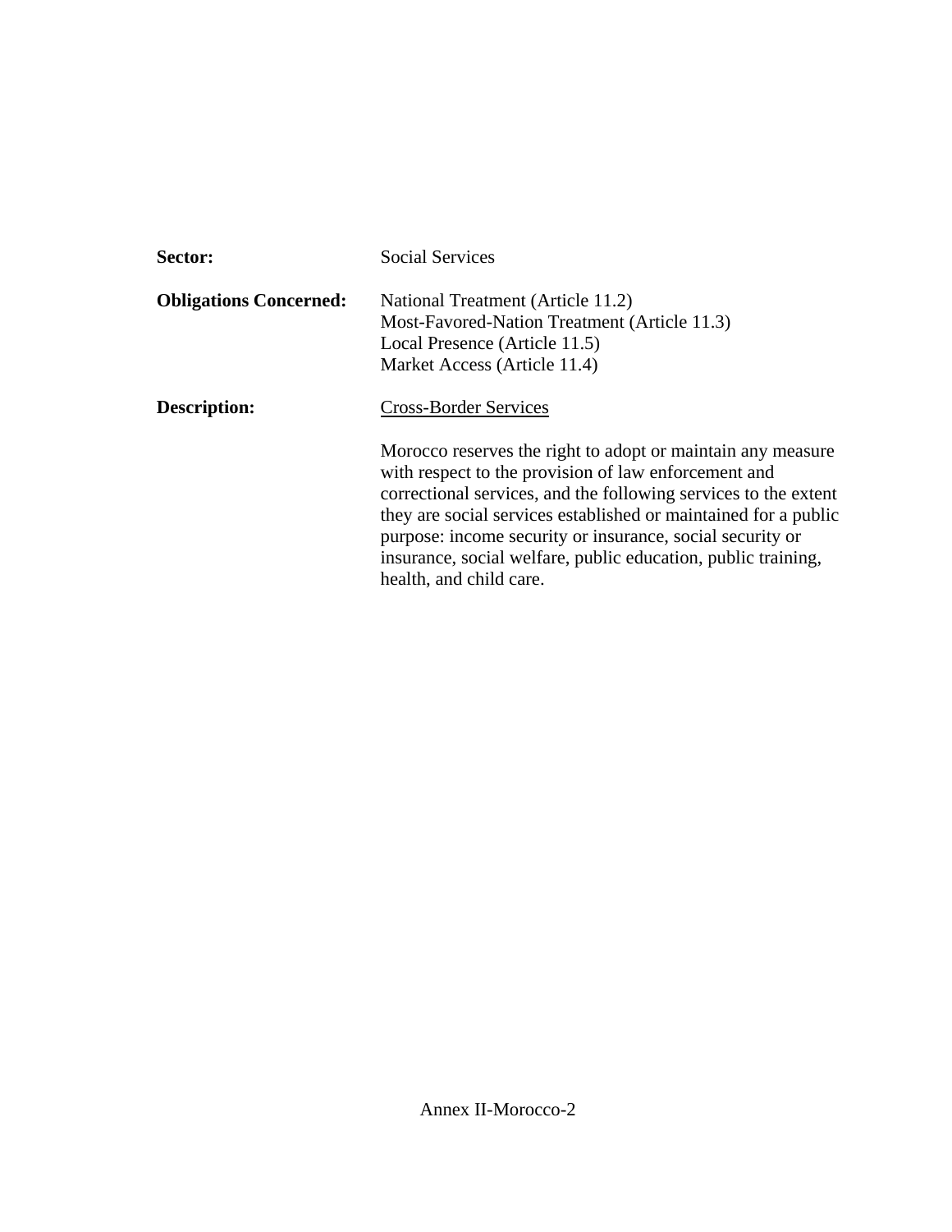**Sector:** Social Services

**Obligations Concerned:** National Treatment (Article 11.2)
Most-Favored-Nation Treatment (Article 11.3)
Local Presence (Article 11.5)
Market Access (Article 11.4)

**Description:** <u>Cross-Border Services</u>

Morocco reserves the right to adopt or maintain any measure with respect to the provision of law enforcement and correctional services, and the following services to the extent they are social services established or maintained for a public purpose: income security or insurance, social security or insurance, social welfare, public education, public training, health, and child care.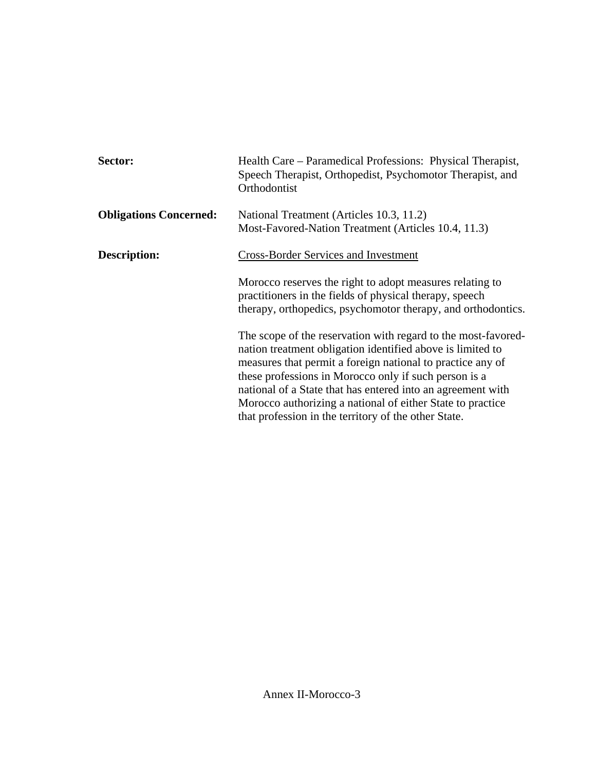**Sector:** Health Care – Paramedical Professions: Physical Therapist, Speech Therapist, Orthopedist, Psychomotor Therapist, and Orthodontist

**Obligations Concerned:** National Treatment (Articles 10.3, 11.2)
Most-Favored-Nation Treatment (Articles 10.4, 11.3)

**Description:** Cross-Border Services and Investment

Morocco reserves the right to adopt measures relating to practitioners in the fields of physical therapy, speech therapy, orthopedics, psychomotor therapy, and orthodontics.

The scope of the reservation with regard to the most-favored-nation treatment obligation identified above is limited to measures that permit a foreign national to practice any of these professions in Morocco only if such person is a national of a State that has entered into an agreement with Morocco authorizing a national of either State to practice that profession in the territory of the other State.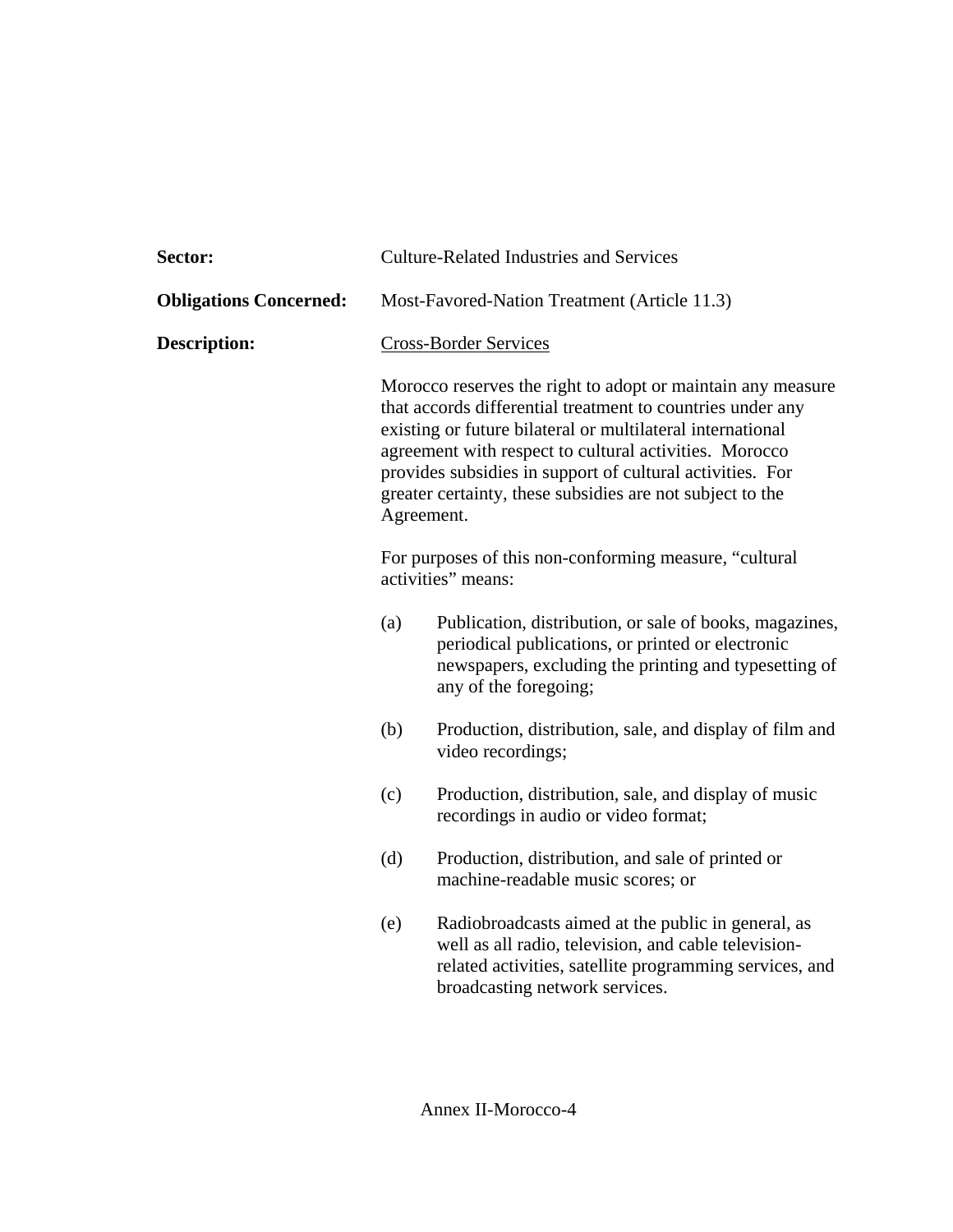**Sector:** Culture-Related Industries and Services

**Obligations Concerned:** Most-Favored-Nation Treatment (Article 11.3)

**Description:** Cross-Border Services

Morocco reserves the right to adopt or maintain any measure that accords differential treatment to countries under any existing or future bilateral or multilateral international agreement with respect to cultural activities. Morocco provides subsidies in support of cultural activities. For greater certainty, these subsidies are not subject to the Agreement.

For purposes of this non-conforming measure, "cultural activities" means:

(a) Publication, distribution, or sale of books, magazines, periodical publications, or printed or electronic newspapers, excluding the printing and typesetting of any of the foregoing;

(b) Production, distribution, sale, and display of film and video recordings;

(c) Production, distribution, sale, and display of music recordings in audio or video format;

(d) Production, distribution, and sale of printed or machine-readable music scores; or

(e) Radiobroadcasts aimed at the public in general, as well as all radio, television, and cable television-related activities, satellite programming services, and broadcasting network services.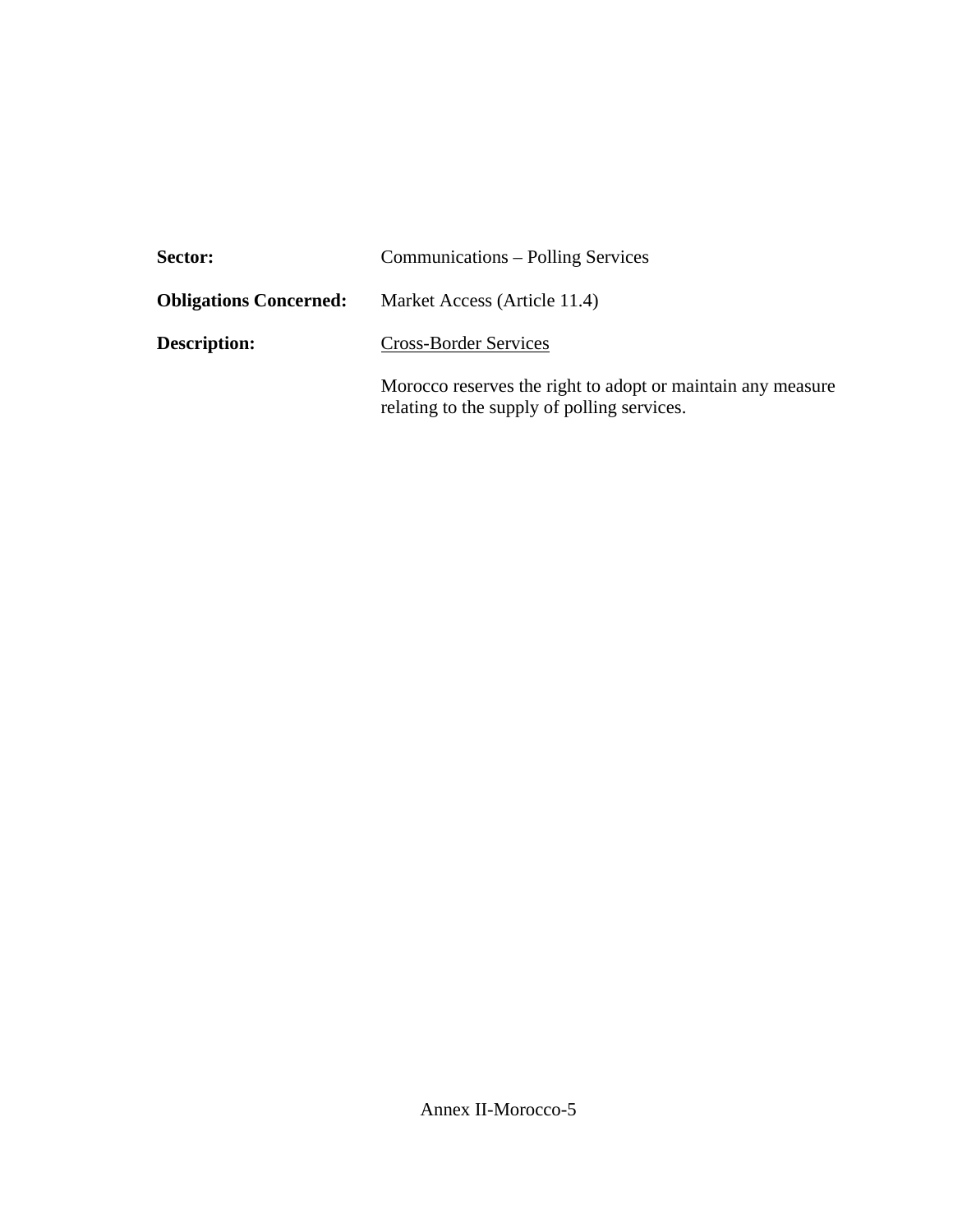**Sector:** Communications – Polling Services

**Obligations Concerned:** Market Access (Article 11.4)

**Description:** Cross-Border Services

Morocco reserves the right to adopt or maintain any measure relating to the supply of polling services.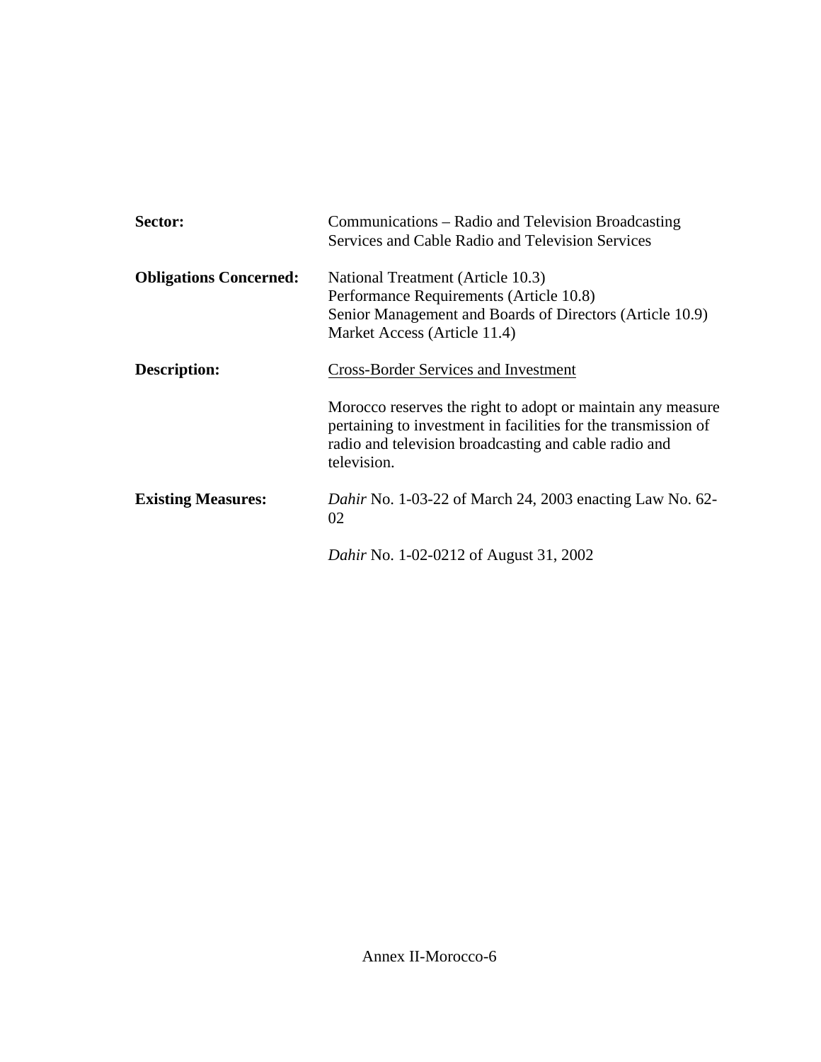**Sector:** Communications – Radio and Television Broadcasting Services and Cable Radio and Television Services

**Obligations Concerned:** National Treatment (Article 10.3)
Performance Requirements (Article 10.8)
Senior Management and Boards of Directors (Article 10.9)
Market Access (Article 11.4)

**Description:** Cross-Border Services and Investment

Morocco reserves the right to adopt or maintain any measure pertaining to investment in facilities for the transmission of radio and television broadcasting and cable radio and television.

**Existing Measures:** *Dahir* No. 1-03-22 of March 24, 2003 enacting Law No. 62-02

*Dahir* No. 1-02-0212 of August 31, 2002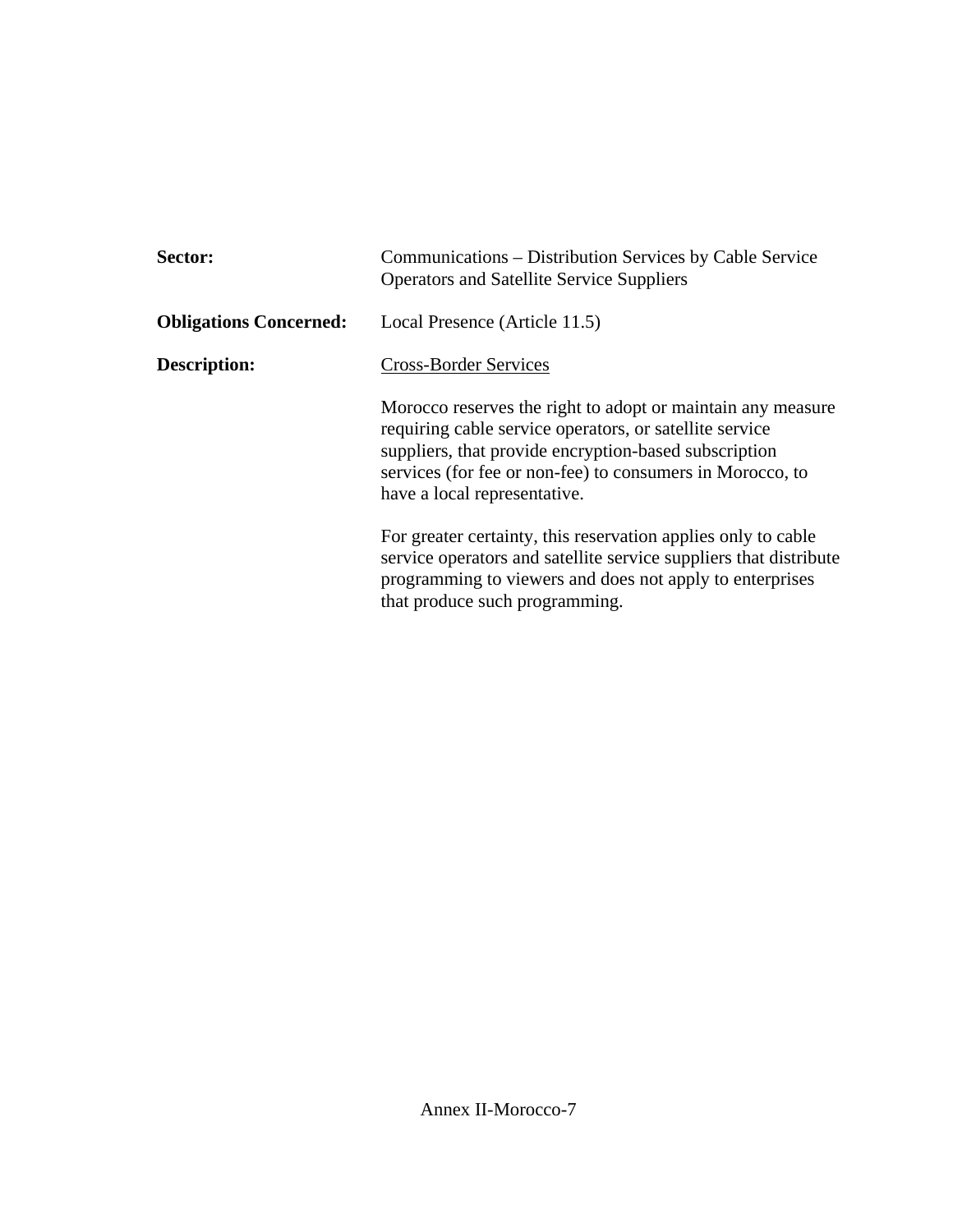**Sector:** Communications – Distribution Services by Cable Service Operators and Satellite Service Suppliers

**Obligations Concerned:** Local Presence (Article 11.5)

**Description:** Cross-Border Services

Morocco reserves the right to adopt or maintain any measure requiring cable service operators, or satellite service suppliers, that provide encryption-based subscription services (for fee or non-fee) to consumers in Morocco, to have a local representative.

For greater certainty, this reservation applies only to cable service operators and satellite service suppliers that distribute programming to viewers and does not apply to enterprises that produce such programming.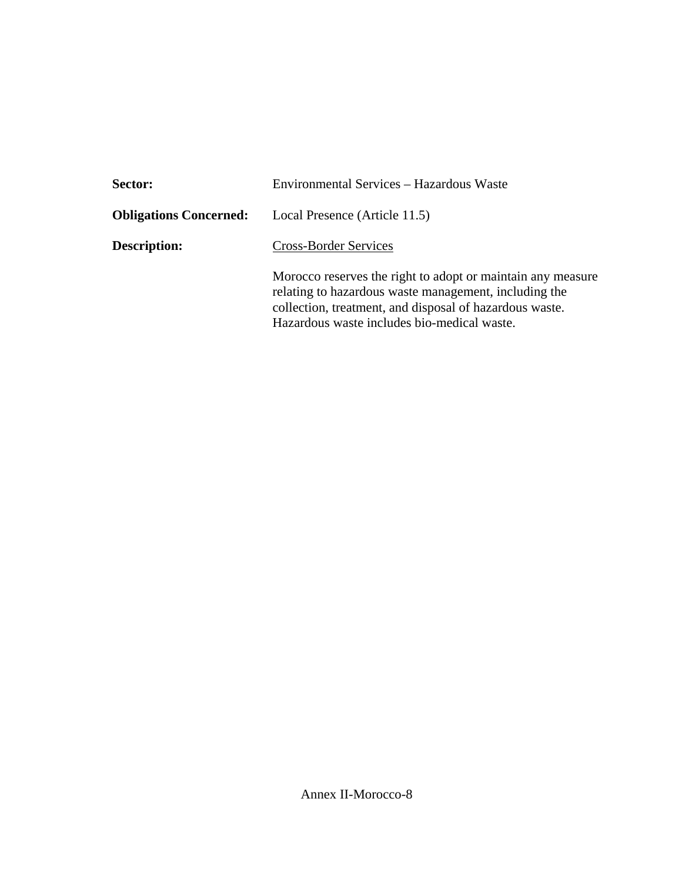**Sector:** Environmental Services – Hazardous Waste

**Obligations Concerned:** Local Presence (Article 11.5)

**Description:** Cross-Border Services

Morocco reserves the right to adopt or maintain any measure relating to hazardous waste management, including the collection, treatment, and disposal of hazardous waste. Hazardous waste includes bio-medical waste.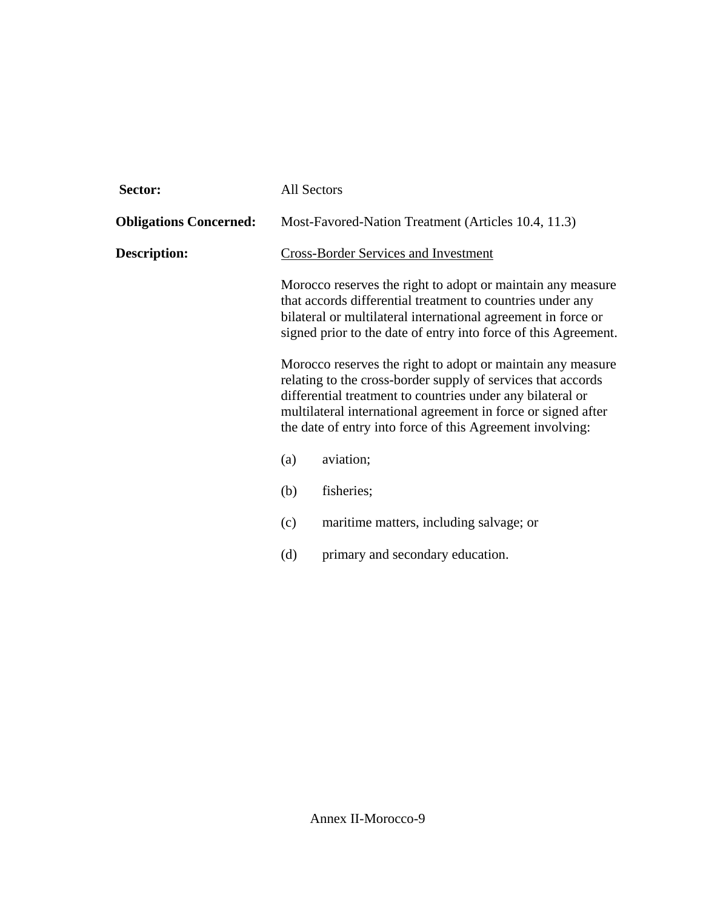**Sector:** All Sectors

**Obligations Concerned:** Most-Favored-Nation Treatment (Articles 10.4, 11.3)

**Description:** <u>Cross-Border Services and Investment</u>

Morocco reserves the right to adopt or maintain any measure that accords differential treatment to countries under any bilateral or multilateral international agreement in force or signed prior to the date of entry into force of this Agreement.

Morocco reserves the right to adopt or maintain any measure relating to the cross-border supply of services that accords differential treatment to countries under any bilateral or multilateral international agreement in force or signed after the date of entry into force of this Agreement involving:

(a) aviation;

(b) fisheries;

(c) maritime matters, including salvage; or

(d) primary and secondary education.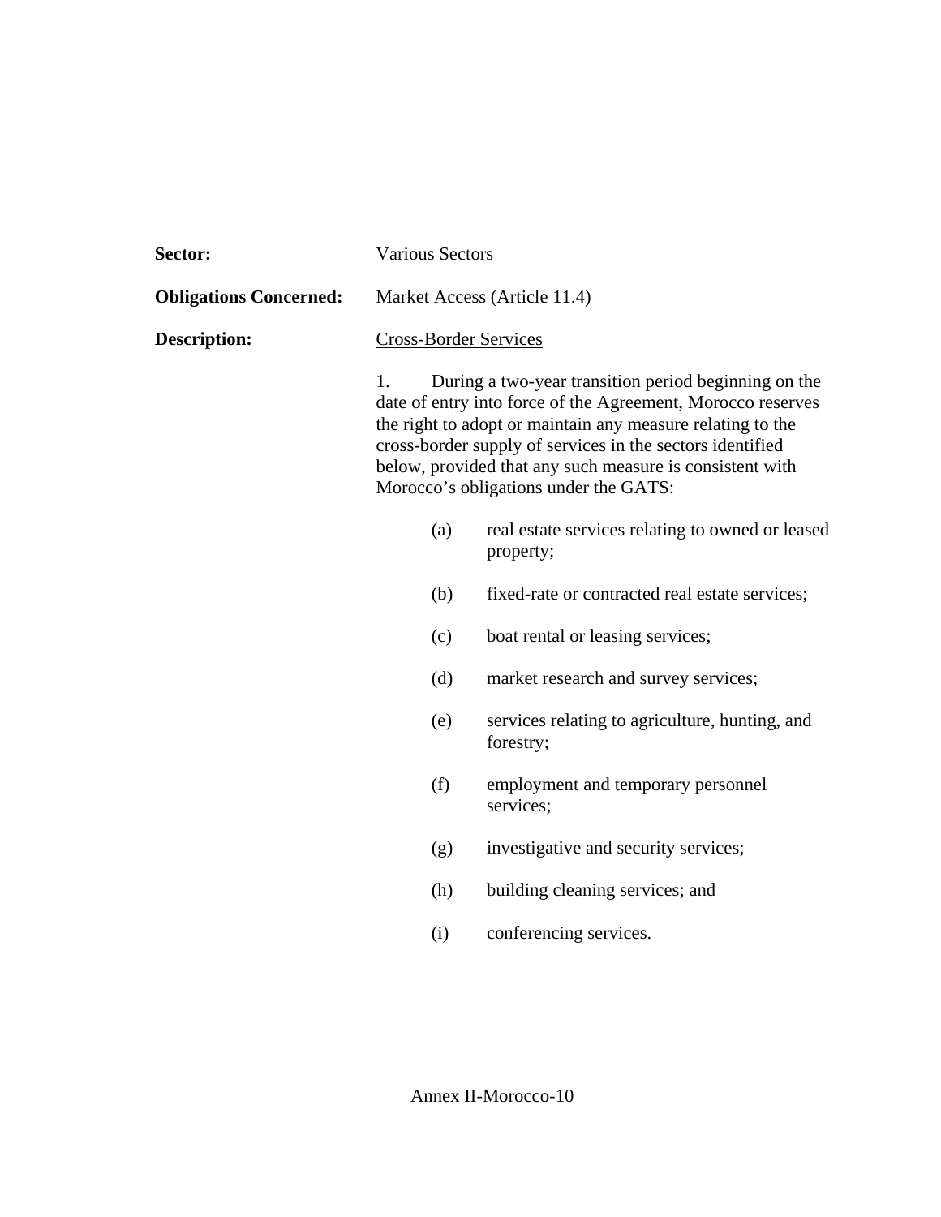**Sector:** Various Sectors

**Obligations Concerned:** Market Access (Article 11.4)

**Description:** Cross-Border Services

1. During a two-year transition period beginning on the date of entry into force of the Agreement, Morocco reserves the right to adopt or maintain any measure relating to the cross-border supply of services in the sectors identified below, provided that any such measure is consistent with Morocco's obligations under the GATS:

   (a) real estate services relating to owned or leased property;

   (b) fixed-rate or contracted real estate services;

   (c) boat rental or leasing services;

   (d) market research and survey services;

   (e) services relating to agriculture, hunting, and forestry;

   (f) employment and temporary personnel services;

   (g) investigative and security services;

   (h) building cleaning services; and

   (i) conferencing services.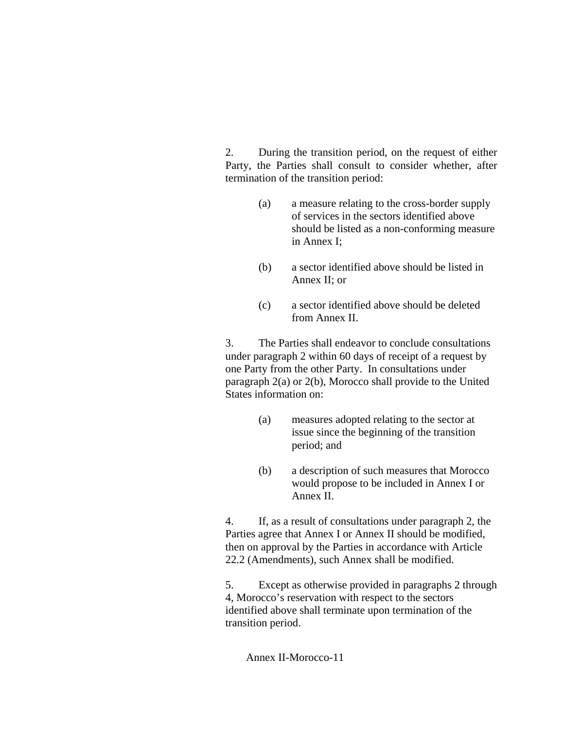2. During the transition period, on the request of either Party, the Parties shall consult to consider whether, after termination of the transition period:

(a) a measure relating to the cross-border supply of services in the sectors identified above should be listed as a non-conforming measure in Annex I;

(b) a sector identified above should be listed in Annex II; or

(c) a sector identified above should be deleted from Annex II.

3. The Parties shall endeavor to conclude consultations under paragraph 2 within 60 days of receipt of a request by one Party from the other Party. In consultations under paragraph 2(a) or 2(b), Morocco shall provide to the United States information on:

(a) measures adopted relating to the sector at issue since the beginning of the transition period; and

(b) a description of such measures that Morocco would propose to be included in Annex I or Annex II.

4. If, as a result of consultations under paragraph 2, the Parties agree that Annex I or Annex II should be modified, then on approval by the Parties in accordance with Article 22.2 (Amendments), such Annex shall be modified.

5. Except as otherwise provided in paragraphs 2 through 4, Morocco's reservation with respect to the sectors identified above shall terminate upon termination of the transition period.